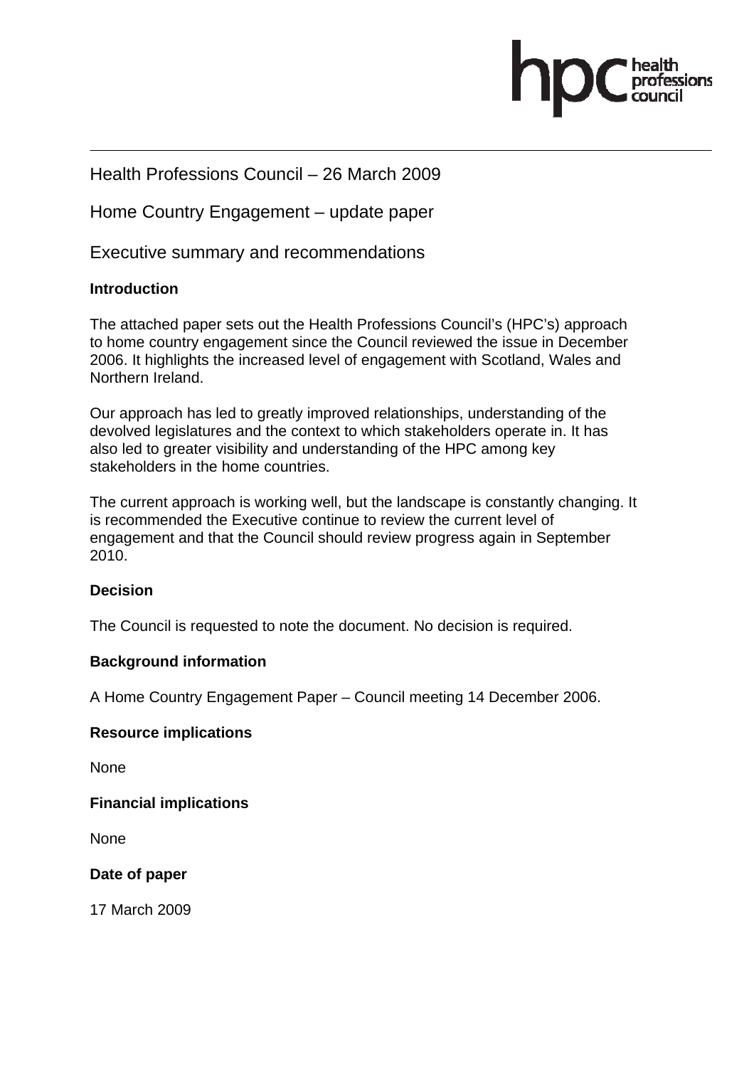Health Professions Council – 26 March 2009

Home Country Engagement – update paper

Executive summary and recommendations

**Introduction**

The attached paper sets out the Health Professions Council's (HPC's) approach to home country engagement since the Council reviewed the issue in December 2006. It highlights the increased level of engagement with Scotland, Wales and Northern Ireland.

Our approach has led to greatly improved relationships, understanding of the devolved legislatures and the context to which stakeholders operate in. It has also led to greater visibility and understanding of the HPC among key stakeholders in the home countries.

The current approach is working well, but the landscape is constantly changing. It is recommended the Executive continue to review the current level of engagement and that the Council should review progress again in September 2010.

**Decision**

The Council is requested to note the document. No decision is required.

**Background information**

A Home Country Engagement Paper – Council meeting 14 December 2006.

**Resource implications**

None

**Financial implications**

None

**Date of paper**

17 March 2009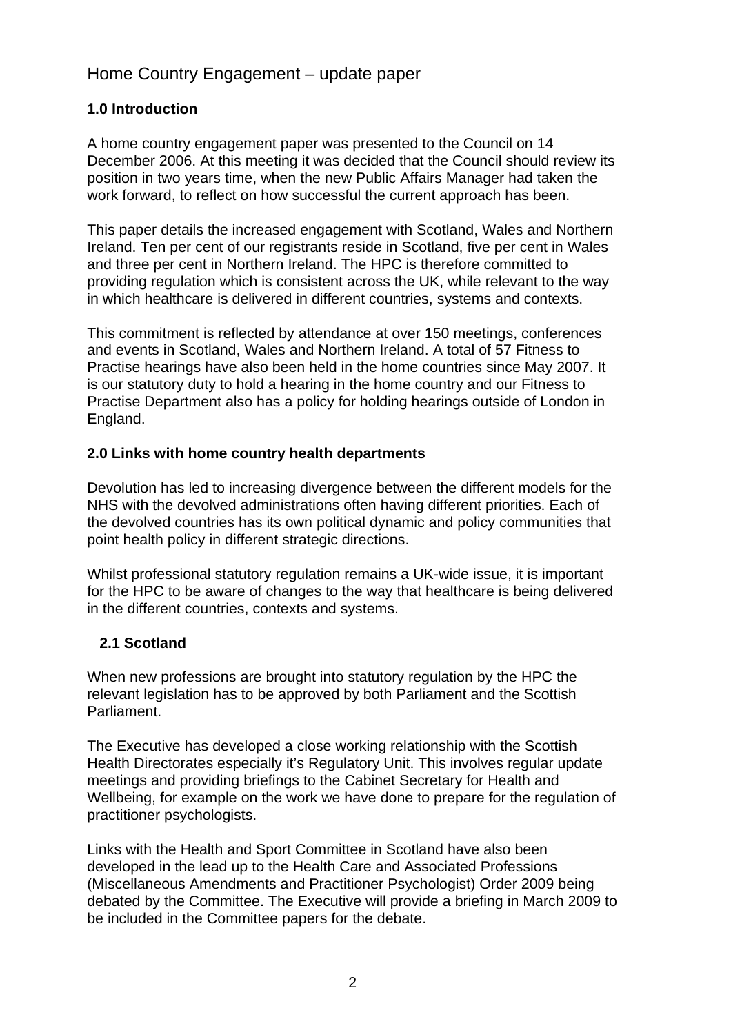# Home Country Engagement – update paper

## 1.0 Introduction

A home country engagement paper was presented to the Council on 14 December 2006. At this meeting it was decided that the Council should review its position in two years time, when the new Public Affairs Manager had taken the work forward, to reflect on how successful the current approach has been.

This paper details the increased engagement with Scotland, Wales and Northern Ireland. Ten per cent of our registrants reside in Scotland, five per cent in Wales and three per cent in Northern Ireland. The HPC is therefore committed to providing regulation which is consistent across the UK, while relevant to the way in which healthcare is delivered in different countries, systems and contexts.

This commitment is reflected by attendance at over 150 meetings, conferences and events in Scotland, Wales and Northern Ireland. A total of 57 Fitness to Practise hearings have also been held in the home countries since May 2007. It is our statutory duty to hold a hearing in the home country and our Fitness to Practise Department also has a policy for holding hearings outside of London in England.

## 2.0 Links with home country health departments

Devolution has led to increasing divergence between the different models for the NHS with the devolved administrations often having different priorities. Each of the devolved countries has its own political dynamic and policy communities that point health policy in different strategic directions.

Whilst professional statutory regulation remains a UK-wide issue, it is important for the HPC to be aware of changes to the way that healthcare is being delivered in the different countries, contexts and systems.

### 2.1 Scotland

When new professions are brought into statutory regulation by the HPC the relevant legislation has to be approved by both Parliament and the Scottish Parliament.

The Executive has developed a close working relationship with the Scottish Health Directorates especially it's Regulatory Unit. This involves regular update meetings and providing briefings to the Cabinet Secretary for Health and Wellbeing, for example on the work we have done to prepare for the regulation of practitioner psychologists.

Links with the Health and Sport Committee in Scotland have also been developed in the lead up to the Health Care and Associated Professions (Miscellaneous Amendments and Practitioner Psychologist) Order 2009 being debated by the Committee. The Executive will provide a briefing in March 2009 to be included in the Committee papers for the debate.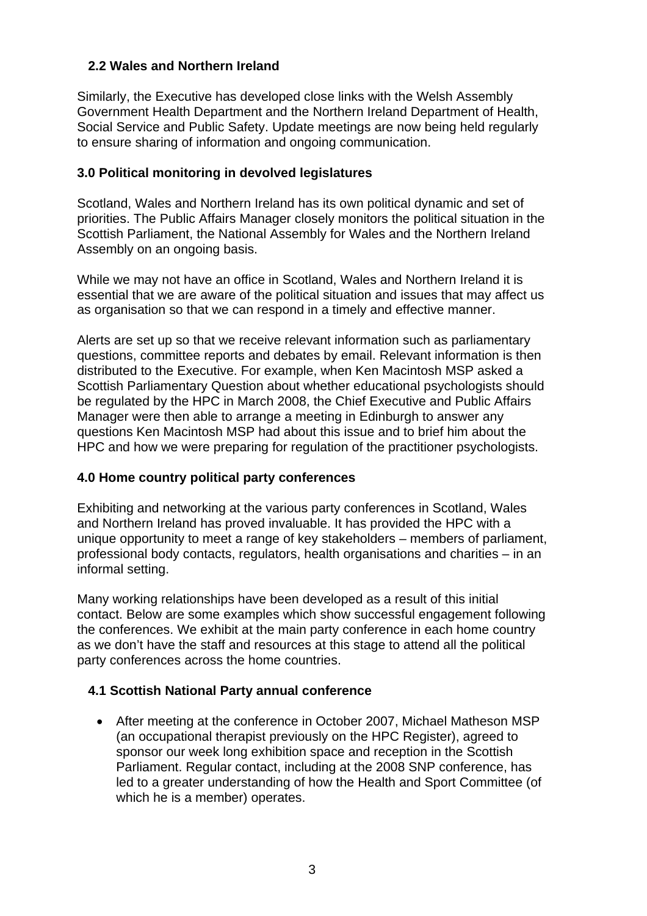### 2.2 Wales and Northern Ireland

Similarly, the Executive has developed close links with the Welsh Assembly Government Health Department and the Northern Ireland Department of Health, Social Service and Public Safety. Update meetings are now being held regularly to ensure sharing of information and ongoing communication.

## 3.0 Political monitoring in devolved legislatures

Scotland, Wales and Northern Ireland has its own political dynamic and set of priorities. The Public Affairs Manager closely monitors the political situation in the Scottish Parliament, the National Assembly for Wales and the Northern Ireland Assembly on an ongoing basis.

While we may not have an office in Scotland, Wales and Northern Ireland it is essential that we are aware of the political situation and issues that may affect us as organisation so that we can respond in a timely and effective manner.

Alerts are set up so that we receive relevant information such as parliamentary questions, committee reports and debates by email. Relevant information is then distributed to the Executive. For example, when Ken Macintosh MSP asked a Scottish Parliamentary Question about whether educational psychologists should be regulated by the HPC in March 2008, the Chief Executive and Public Affairs Manager were then able to arrange a meeting in Edinburgh to answer any questions Ken Macintosh MSP had about this issue and to brief him about the HPC and how we were preparing for regulation of the practitioner psychologists.

## 4.0 Home country political party conferences

Exhibiting and networking at the various party conferences in Scotland, Wales and Northern Ireland has proved invaluable. It has provided the HPC with a unique opportunity to meet a range of key stakeholders – members of parliament, professional body contacts, regulators, health organisations and charities – in an informal setting.

Many working relationships have been developed as a result of this initial contact. Below are some examples which show successful engagement following the conferences. We exhibit at the main party conference in each home country as we don't have the staff and resources at this stage to attend all the political party conferences across the home countries.

### 4.1 Scottish National Party annual conference

- After meeting at the conference in October 2007, Michael Matheson MSP (an occupational therapist previously on the HPC Register), agreed to sponsor our week long exhibition space and reception in the Scottish Parliament. Regular contact, including at the 2008 SNP conference, has led to a greater understanding of how the Health and Sport Committee (of which he is a member) operates.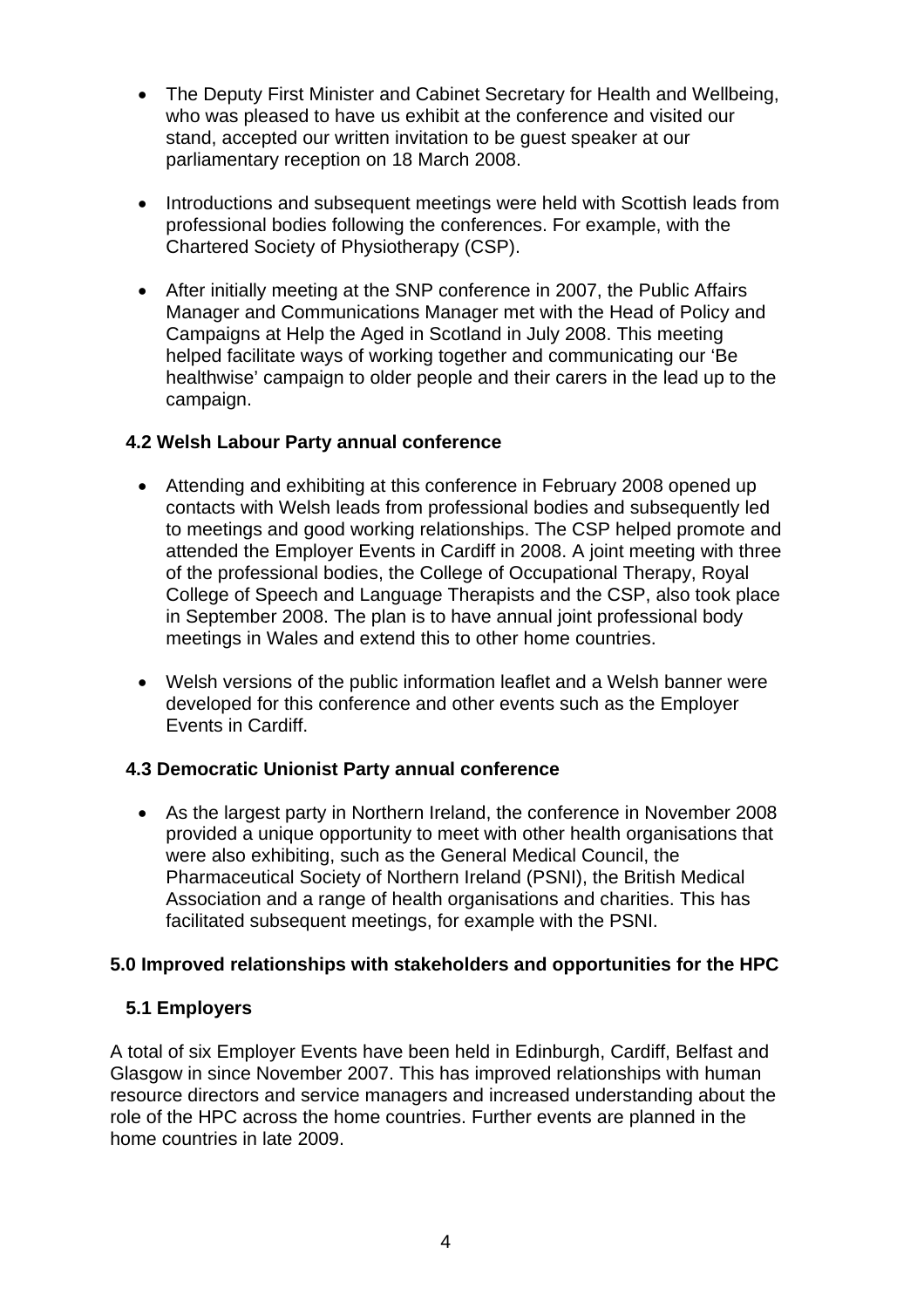- The Deputy First Minister and Cabinet Secretary for Health and Wellbeing, who was pleased to have us exhibit at the conference and visited our stand, accepted our written invitation to be guest speaker at our parliamentary reception on 18 March 2008.

- Introductions and subsequent meetings were held with Scottish leads from professional bodies following the conferences. For example, with the Chartered Society of Physiotherapy (CSP).

- After initially meeting at the SNP conference in 2007, the Public Affairs Manager and Communications Manager met with the Head of Policy and Campaigns at Help the Aged in Scotland in July 2008. This meeting helped facilitate ways of working together and communicating our 'Be healthwise' campaign to older people and their carers in the lead up to the campaign.

### 4.2 Welsh Labour Party annual conference

- Attending and exhibiting at this conference in February 2008 opened up contacts with Welsh leads from professional bodies and subsequently led to meetings and good working relationships. The CSP helped promote and attended the Employer Events in Cardiff in 2008. A joint meeting with three of the professional bodies, the College of Occupational Therapy, Royal College of Speech and Language Therapists and the CSP, also took place in September 2008. The plan is to have annual joint professional body meetings in Wales and extend this to other home countries.

- Welsh versions of the public information leaflet and a Welsh banner were developed for this conference and other events such as the Employer Events in Cardiff.

### 4.3 Democratic Unionist Party annual conference

- As the largest party in Northern Ireland, the conference in November 2008 provided a unique opportunity to meet with other health organisations that were also exhibiting, such as the General Medical Council, the Pharmaceutical Society of Northern Ireland (PSNI), the British Medical Association and a range of health organisations and charities. This has facilitated subsequent meetings, for example with the PSNI.

## 5.0 Improved relationships with stakeholders and opportunities for the HPC

### 5.1 Employers

A total of six Employer Events have been held in Edinburgh, Cardiff, Belfast and Glasgow in since November 2007. This has improved relationships with human resource directors and service managers and increased understanding about the role of the HPC across the home countries. Further events are planned in the home countries in late 2009.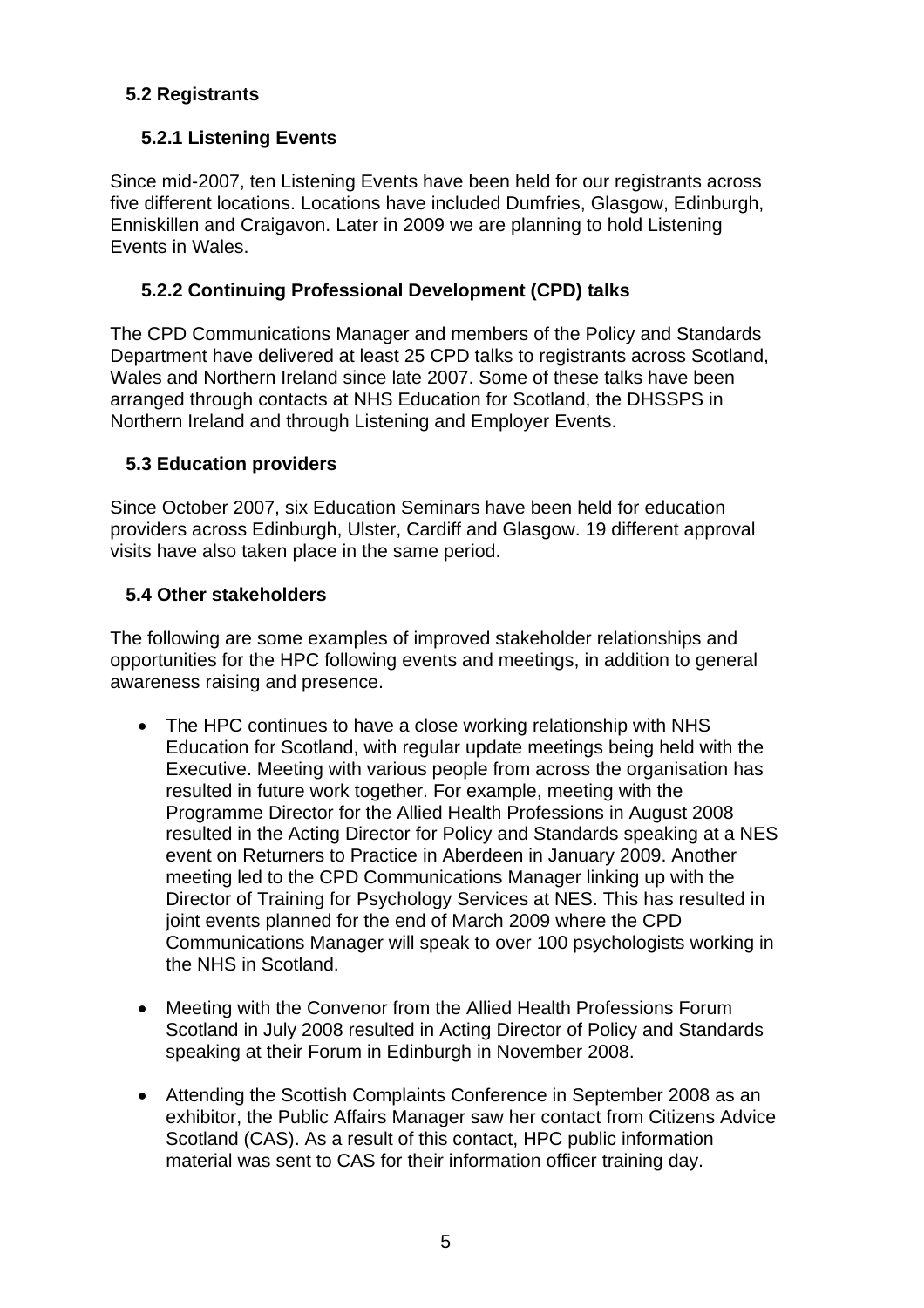## 5.2 Registrants

### 5.2.1 Listening Events

Since mid-2007, ten Listening Events have been held for our registrants across five different locations. Locations have included Dumfries, Glasgow, Edinburgh, Enniskillen and Craigavon. Later in 2009 we are planning to hold Listening Events in Wales.

### 5.2.2 Continuing Professional Development (CPD) talks

The CPD Communications Manager and members of the Policy and Standards Department have delivered at least 25 CPD talks to registrants across Scotland, Wales and Northern Ireland since late 2007. Some of these talks have been arranged through contacts at NHS Education for Scotland, the DHSSPS in Northern Ireland and through Listening and Employer Events.

## 5.3 Education providers

Since October 2007, six Education Seminars have been held for education providers across Edinburgh, Ulster, Cardiff and Glasgow. 19 different approval visits have also taken place in the same period.

## 5.4 Other stakeholders

The following are some examples of improved stakeholder relationships and opportunities for the HPC following events and meetings, in addition to general awareness raising and presence.

- The HPC continues to have a close working relationship with NHS Education for Scotland, with regular update meetings being held with the Executive. Meeting with various people from across the organisation has resulted in future work together. For example, meeting with the Programme Director for the Allied Health Professions in August 2008 resulted in the Acting Director for Policy and Standards speaking at a NES event on Returners to Practice in Aberdeen in January 2009. Another meeting led to the CPD Communications Manager linking up with the Director of Training for Psychology Services at NES. This has resulted in joint events planned for the end of March 2009 where the CPD Communications Manager will speak to over 100 psychologists working in the NHS in Scotland.

- Meeting with the Convenor from the Allied Health Professions Forum Scotland in July 2008 resulted in Acting Director of Policy and Standards speaking at their Forum in Edinburgh in November 2008.

- Attending the Scottish Complaints Conference in September 2008 as an exhibitor, the Public Affairs Manager saw her contact from Citizens Advice Scotland (CAS). As a result of this contact, HPC public information material was sent to CAS for their information officer training day.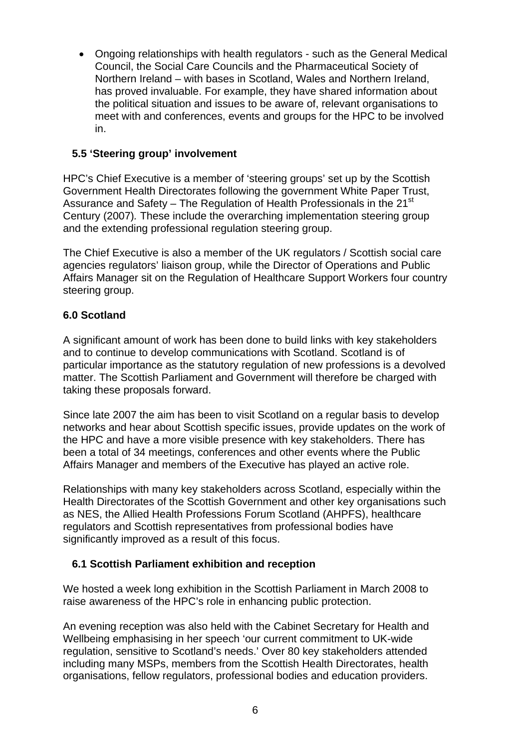- Ongoing relationships with health regulators - such as the General Medical Council, the Social Care Councils and the Pharmaceutical Society of Northern Ireland – with bases in Scotland, Wales and Northern Ireland, has proved invaluable. For example, they have shared information about the political situation and issues to be aware of, relevant organisations to meet with and conferences, events and groups for the HPC to be involved in.

### 5.5 'Steering group' involvement

HPC's Chief Executive is a member of 'steering groups' set up by the Scottish Government Health Directorates following the government White Paper Trust, Assurance and Safety – The Regulation of Health Professionals in the 21st Century (2007)*.* These include the overarching implementation steering group and the extending professional regulation steering group.

The Chief Executive is also a member of the UK regulators / Scottish social care agencies regulators' liaison group, while the Director of Operations and Public Affairs Manager sit on the Regulation of Healthcare Support Workers four country steering group.

## 6.0 Scotland

A significant amount of work has been done to build links with key stakeholders and to continue to develop communications with Scotland. Scotland is of particular importance as the statutory regulation of new professions is a devolved matter. The Scottish Parliament and Government will therefore be charged with taking these proposals forward.

Since late 2007 the aim has been to visit Scotland on a regular basis to develop networks and hear about Scottish specific issues, provide updates on the work of the HPC and have a more visible presence with key stakeholders. There has been a total of 34 meetings, conferences and other events where the Public Affairs Manager and members of the Executive has played an active role.

Relationships with many key stakeholders across Scotland, especially within the Health Directorates of the Scottish Government and other key organisations such as NES, the Allied Health Professions Forum Scotland (AHPFS), healthcare regulators and Scottish representatives from professional bodies have significantly improved as a result of this focus.

### 6.1 Scottish Parliament exhibition and reception

We hosted a week long exhibition in the Scottish Parliament in March 2008 to raise awareness of the HPC's role in enhancing public protection.

An evening reception was also held with the Cabinet Secretary for Health and Wellbeing emphasising in her speech 'our current commitment to UK-wide regulation, sensitive to Scotland's needs.' Over 80 key stakeholders attended including many MSPs, members from the Scottish Health Directorates, health organisations, fellow regulators, professional bodies and education providers.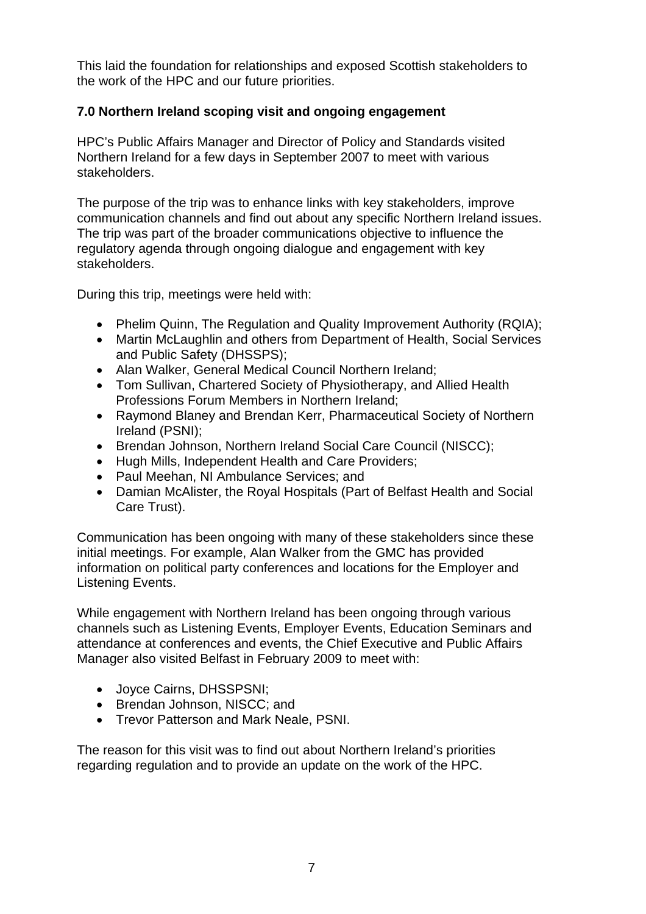This laid the foundation for relationships and exposed Scottish stakeholders to the work of the HPC and our future priorities.

## 7.0 Northern Ireland scoping visit and ongoing engagement

HPC's Public Affairs Manager and Director of Policy and Standards visited Northern Ireland for a few days in September 2007 to meet with various stakeholders.

The purpose of the trip was to enhance links with key stakeholders, improve communication channels and find out about any specific Northern Ireland issues. The trip was part of the broader communications objective to influence the regulatory agenda through ongoing dialogue and engagement with key stakeholders.

During this trip, meetings were held with:

- Phelim Quinn, The Regulation and Quality Improvement Authority (RQIA);
- Martin McLaughlin and others from Department of Health, Social Services and Public Safety (DHSSPS);
- Alan Walker, General Medical Council Northern Ireland;
- Tom Sullivan, Chartered Society of Physiotherapy, and Allied Health Professions Forum Members in Northern Ireland;
- Raymond Blaney and Brendan Kerr, Pharmaceutical Society of Northern Ireland (PSNI);
- Brendan Johnson, Northern Ireland Social Care Council (NISCC);
- Hugh Mills, Independent Health and Care Providers;
- Paul Meehan, NI Ambulance Services; and
- Damian McAlister, the Royal Hospitals (Part of Belfast Health and Social Care Trust).

Communication has been ongoing with many of these stakeholders since these initial meetings. For example, Alan Walker from the GMC has provided information on political party conferences and locations for the Employer and Listening Events.

While engagement with Northern Ireland has been ongoing through various channels such as Listening Events, Employer Events, Education Seminars and attendance at conferences and events, the Chief Executive and Public Affairs Manager also visited Belfast in February 2009 to meet with:

- Joyce Cairns, DHSSPSNI;
- Brendan Johnson, NISCC; and
- Trevor Patterson and Mark Neale, PSNI.

The reason for this visit was to find out about Northern Ireland's priorities regarding regulation and to provide an update on the work of the HPC.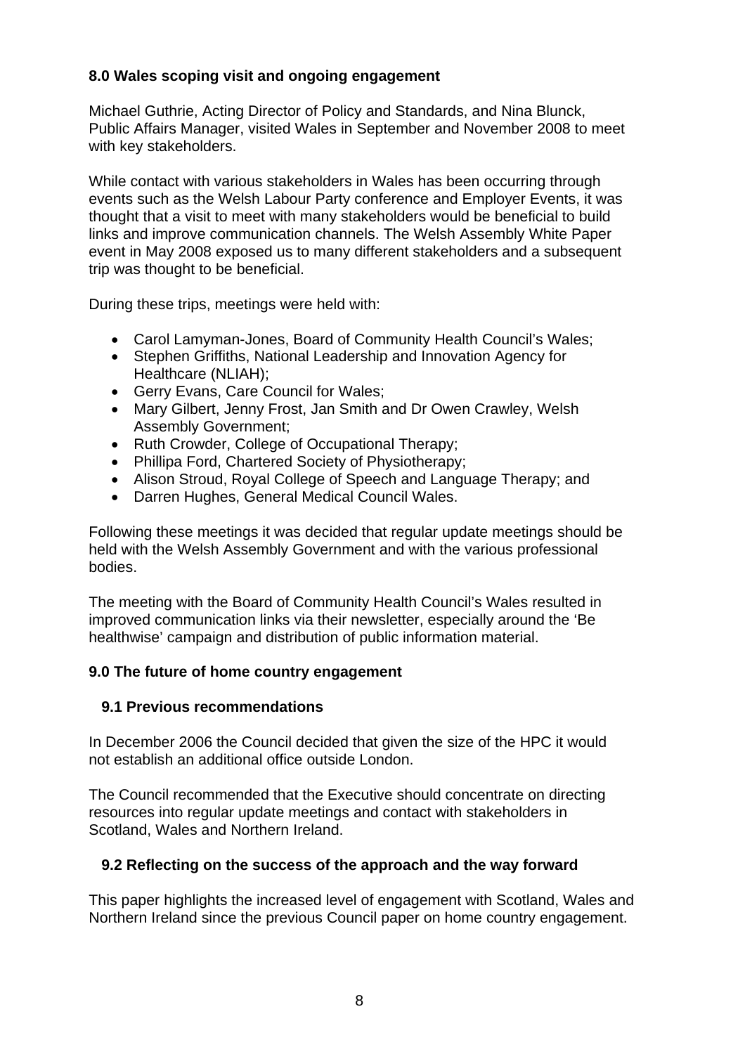## 8.0 Wales scoping visit and ongoing engagement

Michael Guthrie, Acting Director of Policy and Standards, and Nina Blunck, Public Affairs Manager, visited Wales in September and November 2008 to meet with key stakeholders.

While contact with various stakeholders in Wales has been occurring through events such as the Welsh Labour Party conference and Employer Events, it was thought that a visit to meet with many stakeholders would be beneficial to build links and improve communication channels. The Welsh Assembly White Paper event in May 2008 exposed us to many different stakeholders and a subsequent trip was thought to be beneficial.

During these trips, meetings were held with:

- Carol Lamyman-Jones, Board of Community Health Council's Wales;
- Stephen Griffiths, National Leadership and Innovation Agency for Healthcare (NLIAH);
- Gerry Evans, Care Council for Wales;
- Mary Gilbert, Jenny Frost, Jan Smith and Dr Owen Crawley, Welsh Assembly Government;
- Ruth Crowder, College of Occupational Therapy;
- Phillipa Ford, Chartered Society of Physiotherapy;
- Alison Stroud, Royal College of Speech and Language Therapy; and
- Darren Hughes, General Medical Council Wales.

Following these meetings it was decided that regular update meetings should be held with the Welsh Assembly Government and with the various professional bodies.

The meeting with the Board of Community Health Council's Wales resulted in improved communication links via their newsletter, especially around the 'Be healthwise' campaign and distribution of public information material.

## 9.0 The future of home country engagement

### 9.1 Previous recommendations

In December 2006 the Council decided that given the size of the HPC it would not establish an additional office outside London.

The Council recommended that the Executive should concentrate on directing resources into regular update meetings and contact with stakeholders in Scotland, Wales and Northern Ireland.

### 9.2 Reflecting on the success of the approach and the way forward

This paper highlights the increased level of engagement with Scotland, Wales and Northern Ireland since the previous Council paper on home country engagement.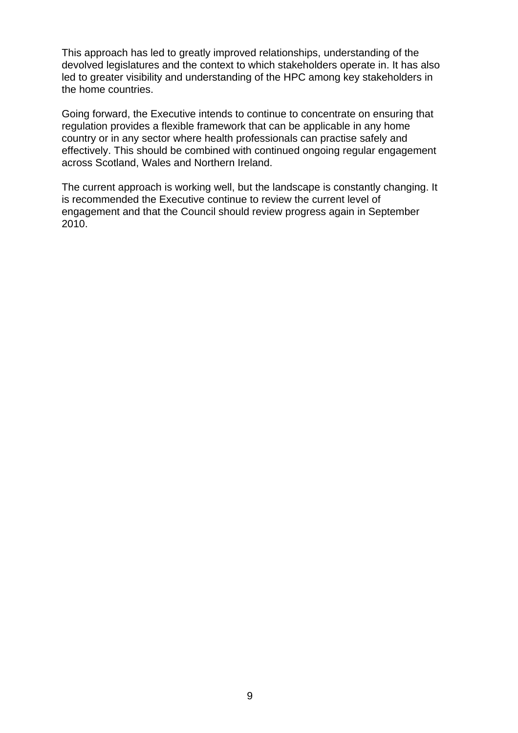This approach has led to greatly improved relationships, understanding of the devolved legislatures and the context to which stakeholders operate in. It has also led to greater visibility and understanding of the HPC among key stakeholders in the home countries.

Going forward, the Executive intends to continue to concentrate on ensuring that regulation provides a flexible framework that can be applicable in any home country or in any sector where health professionals can practise safely and effectively. This should be combined with continued ongoing regular engagement across Scotland, Wales and Northern Ireland.

The current approach is working well, but the landscape is constantly changing. It is recommended the Executive continue to review the current level of engagement and that the Council should review progress again in September 2010.